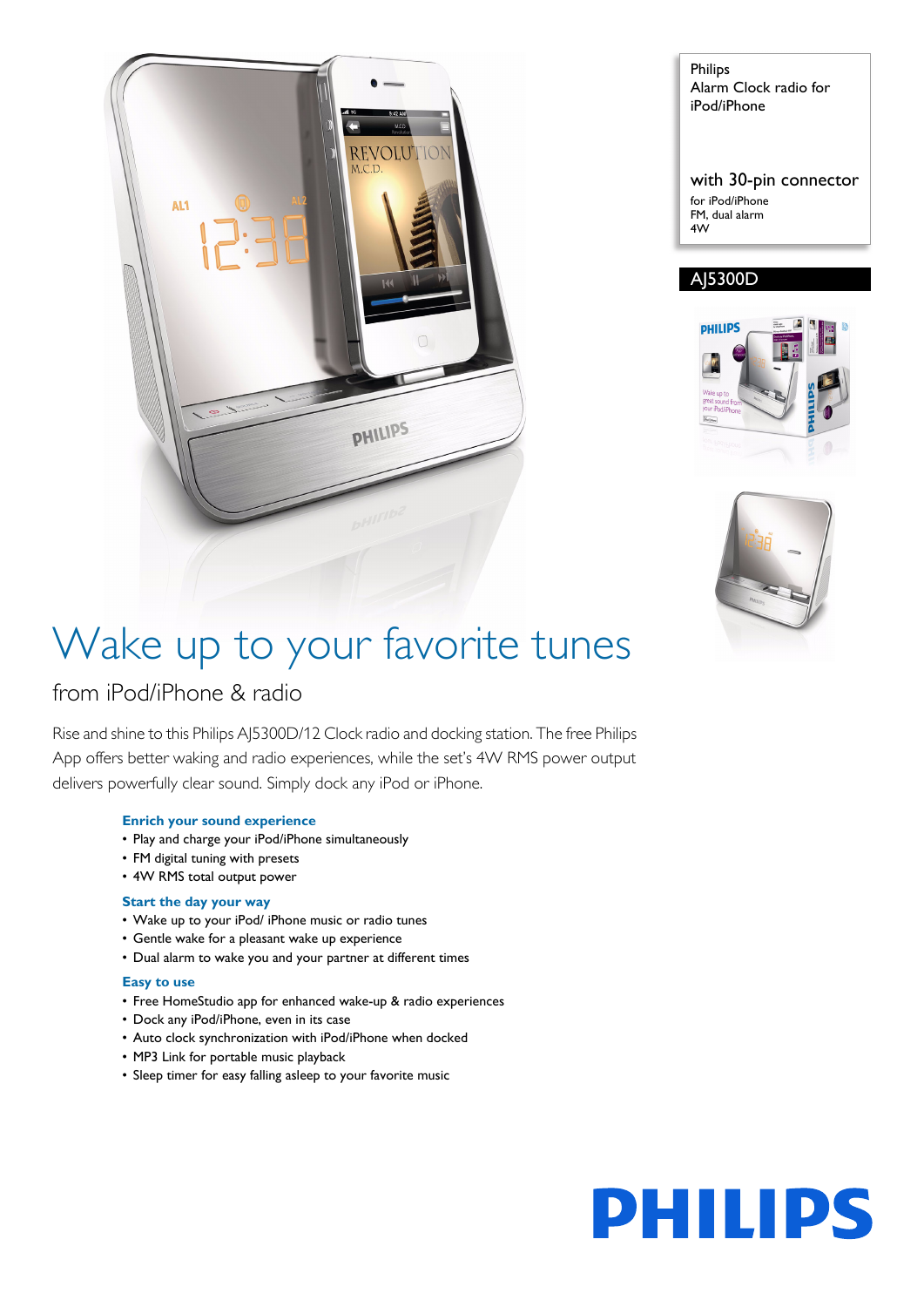Philips
Alarm Clock radio for iPod/iPhone

with 30-pin connector
for iPod/iPhone
FM, dual alarm
4W

AJ5300D

# Wake up to your favorite tunes

## from iPod/iPhone & radio

Rise and shine to this Philips AJ5300D/12 Clock radio and docking station. The free Philips App offers better waking and radio experiences, while the set's 4W RMS power output delivers powerfully clear sound. Simply dock any iPod or iPhone.

### Enrich your sound experience
- Play and charge your iPod/iPhone simultaneously
- FM digital tuning with presets
- 4W RMS total output power

### Start the day your way
- Wake up to your iPod/ iPhone music or radio tunes
- Gentle wake for a pleasant wake up experience
- Dual alarm to wake you and your partner at different times

### Easy to use
- Free HomeStudio app for enhanced wake-up & radio experiences
- Dock any iPod/iPhone, even in its case
- Auto clock synchronization with iPod/iPhone when docked
- MP3 Link for portable music playback
- Sleep timer for easy falling asleep to your favorite music

PHILIPS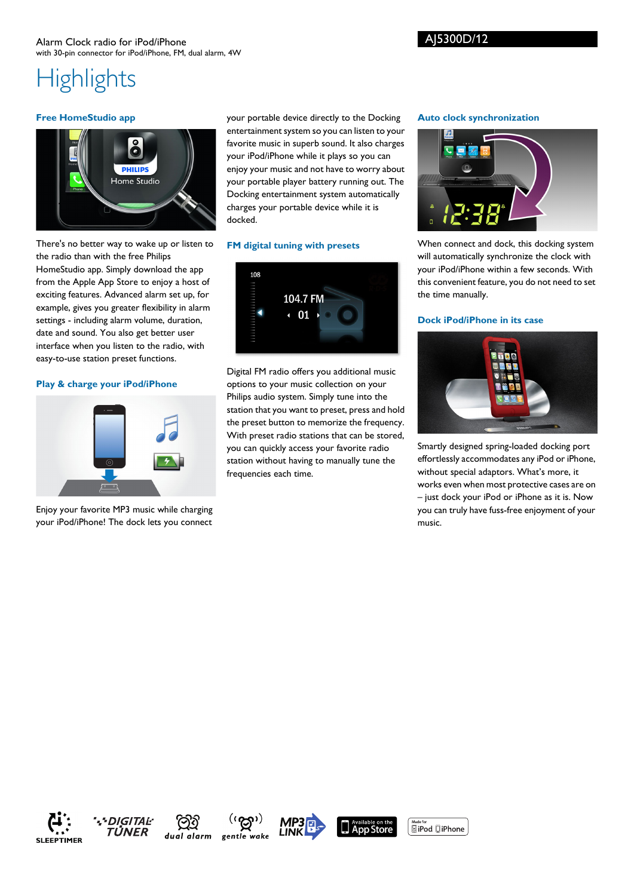Alarm Clock radio for iPod/iPhone
with 30-pin connector for iPod/iPhone, FM, dual alarm, 4W

AJ5300D/12

# Highlights

### Free HomeStudio app

There's no better way to wake up or listen to the radio than with the free Philips HomeStudio app. Simply download the app from the Apple App Store to enjoy a host of exciting features. Advanced alarm set up, for example, gives you greater flexibility in alarm settings - including alarm volume, duration, date and sound. You also get better user interface when you listen to the radio, with easy-to-use station preset functions.

### Play & charge your iPod/iPhone

Enjoy your favorite MP3 music while charging your iPod/iPhone! The dock lets you connect your portable device directly to the Docking entertainment system so you can listen to your favorite music in superb sound. It also charges your iPod/iPhone while it plays so you can enjoy your music and not have to worry about your portable player battery running out. The Docking entertainment system automatically charges your portable device while it is docked.

### FM digital tuning with presets

Digital FM radio offers you additional music options to your music collection on your Philips audio system. Simply tune into the station that you want to preset, press and hold the preset button to memorize the frequency. With preset radio stations that can be stored, you can quickly access your favorite radio station without having to manually tune the frequencies each time.

### Auto clock synchronization

When connect and dock, this docking system will automatically synchronize the clock with your iPod/iPhone within a few seconds. With this convenient feature, you do not need to set the time manually.

### Dock iPod/iPhone in its case

Smartly designed spring-loaded docking port effortlessly accommodates any iPod or iPhone, without special adaptors. What's more, it works even when most protective cases are on – just dock your iPod or iPhone as it is. Now you can truly have fuss-free enjoyment of your music.

SLEEPTIMER · DIGITAL TUNER · dual alarm · gentle wake · MP3 LINK · Available on the App Store · Made for iPod iPhone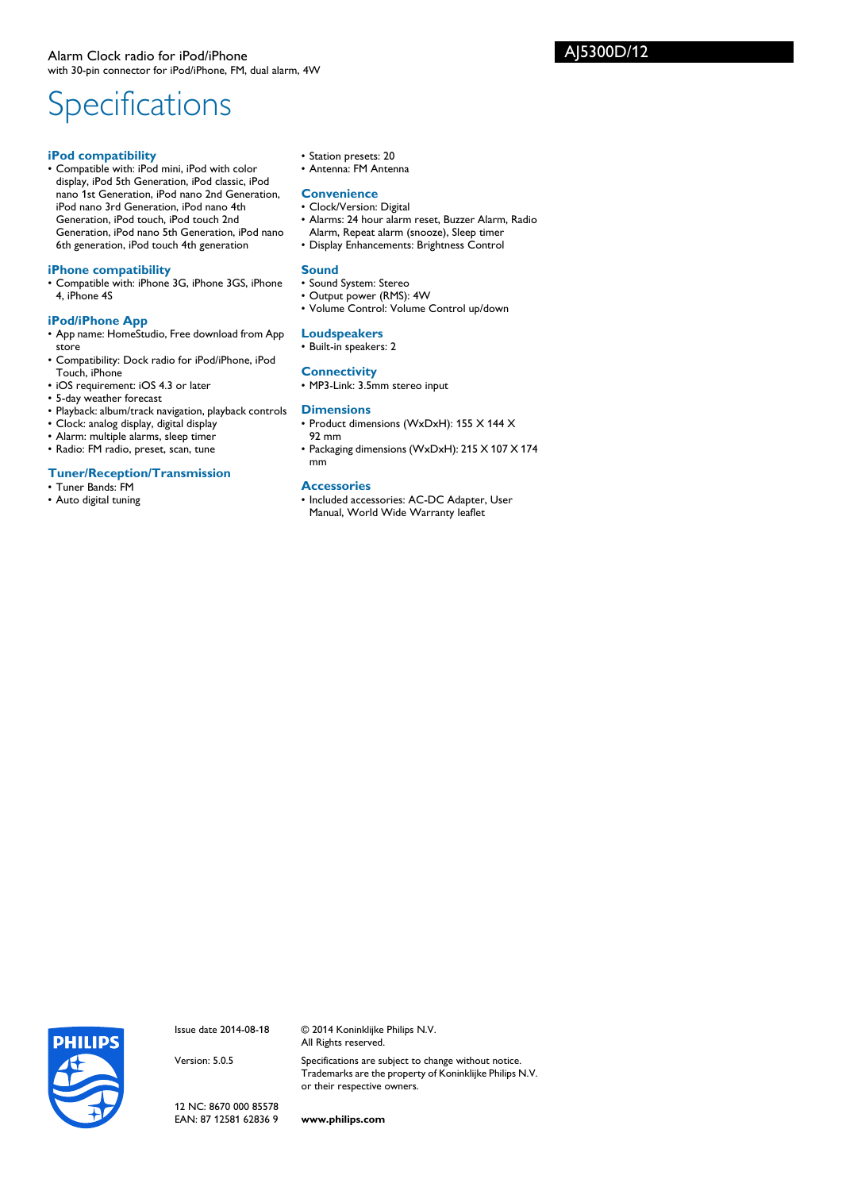Alarm Clock radio for iPod/iPhone
with 30-pin connector for iPod/iPhone, FM, dual alarm, 4W

AJ5300D/12

# Specifications

### iPod compatibility

- Compatible with: iPod mini, iPod with color display, iPod 5th Generation, iPod classic, iPod nano 1st Generation, iPod nano 2nd Generation, iPod nano 3rd Generation, iPod nano 4th Generation, iPod touch, iPod touch 2nd Generation, iPod nano 5th Generation, iPod nano 6th generation, iPod touch 4th generation

### iPhone compatibility

- Compatible with: iPhone 3G, iPhone 3GS, iPhone 4, iPhone 4S

### iPod/iPhone App

- App name: HomeStudio, Free download from App store
- Compatibility: Dock radio for iPod/iPhone, iPod Touch, iPhone
- iOS requirement: iOS 4.3 or later
- 5-day weather forecast
- Playback: album/track navigation, playback controls
- Clock: analog display, digital display
- Alarm: multiple alarms, sleep timer
- Radio: FM radio, preset, scan, tune

### Tuner/Reception/Transmission

- Tuner Bands: FM
- Auto digital tuning
- Station presets: 20
- Antenna: FM Antenna

### Convenience

- Clock/Version: Digital
- Alarms: 24 hour alarm reset, Buzzer Alarm, Radio Alarm, Repeat alarm (snooze), Sleep timer
- Display Enhancements: Brightness Control

### Sound

- Sound System: Stereo
- Output power (RMS): 4W
- Volume Control: Volume Control up/down

### Loudspeakers

- Built-in speakers: 2

### Connectivity

- MP3-Link: 3.5mm stereo input

### Dimensions

- Product dimensions (WxDxH): 155 X 144 X 92 mm
- Packaging dimensions (WxDxH): 215 X 107 X 174 mm

### Accessories

- Included accessories: AC-DC Adapter, User Manual, World Wide Warranty leaflet

Issue date 2014-08-18

Version: 5.0.5

12 NC: 8670 000 85578
EAN: 87 12581 62836 9

© 2014 Koninklijke Philips N.V.
All Rights reserved.

Specifications are subject to change without notice. Trademarks are the property of Koninklijke Philips N.V. or their respective owners.

**www.philips.com**